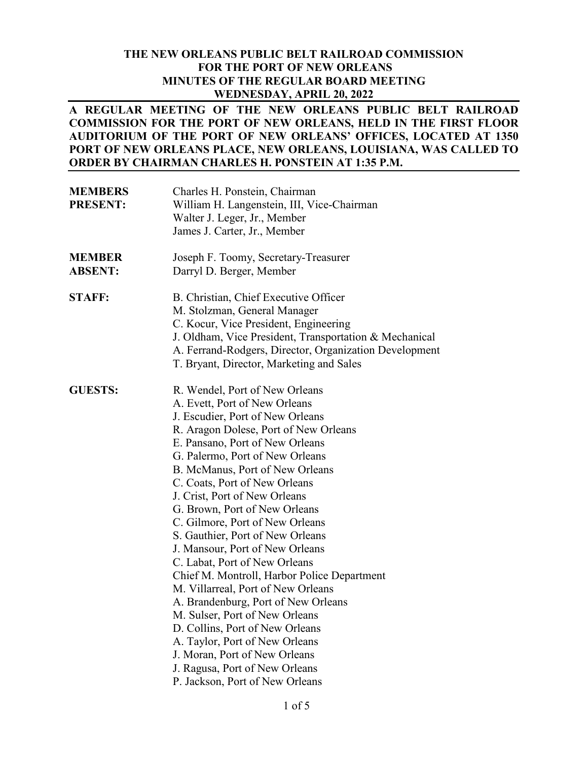**THE NEW ORLEANS PUBLIC BELT RAILROAD COMMISSION**
**FOR THE PORT OF NEW ORLEANS**
**MINUTES OF THE REGULAR BOARD MEETING**
**WEDNESDAY, APRIL 20, 2022**

**A REGULAR MEETING OF THE NEW ORLEANS PUBLIC BELT RAILROAD COMMISSION FOR THE PORT OF NEW ORLEANS, HELD IN THE FIRST FLOOR AUDITORIUM OF THE PORT OF NEW ORLEANS' OFFICES, LOCATED AT 1350 PORT OF NEW ORLEANS PLACE, NEW ORLEANS, LOUISIANA, WAS CALLED TO ORDER BY CHAIRMAN CHARLES H. PONSTEIN AT 1:35 P.M.**

**MEMBERS PRESENT:**
Charles H. Ponstein, Chairman
William H. Langenstein, III, Vice-Chairman
Walter J. Leger, Jr., Member
James J. Carter, Jr., Member

**MEMBER ABSENT:**
Joseph F. Toomy, Secretary-Treasurer
Darryl D. Berger, Member

**STAFF:**
B. Christian, Chief Executive Officer
M. Stolzman, General Manager
C. Kocur, Vice President, Engineering
J. Oldham, Vice President, Transportation & Mechanical
A. Ferrand-Rodgers, Director, Organization Development
T. Bryant, Director, Marketing and Sales

**GUESTS:**
R. Wendel, Port of New Orleans
A. Evett, Port of New Orleans
J. Escudier, Port of New Orleans
R. Aragon Dolese, Port of New Orleans
E. Pansano, Port of New Orleans
G. Palermo, Port of New Orleans
B. McManus, Port of New Orleans
C. Coats, Port of New Orleans
J. Crist, Port of New Orleans
G. Brown, Port of New Orleans
C. Gilmore, Port of New Orleans
S. Gauthier, Port of New Orleans
J. Mansour, Port of New Orleans
C. Labat, Port of New Orleans
Chief M. Montroll, Harbor Police Department
M. Villarreal, Port of New Orleans
A. Brandenburg, Port of New Orleans
M. Sulser, Port of New Orleans
D. Collins, Port of New Orleans
A. Taylor, Port of New Orleans
J. Moran, Port of New Orleans
J. Ragusa, Port of New Orleans
P. Jackson, Port of New Orleans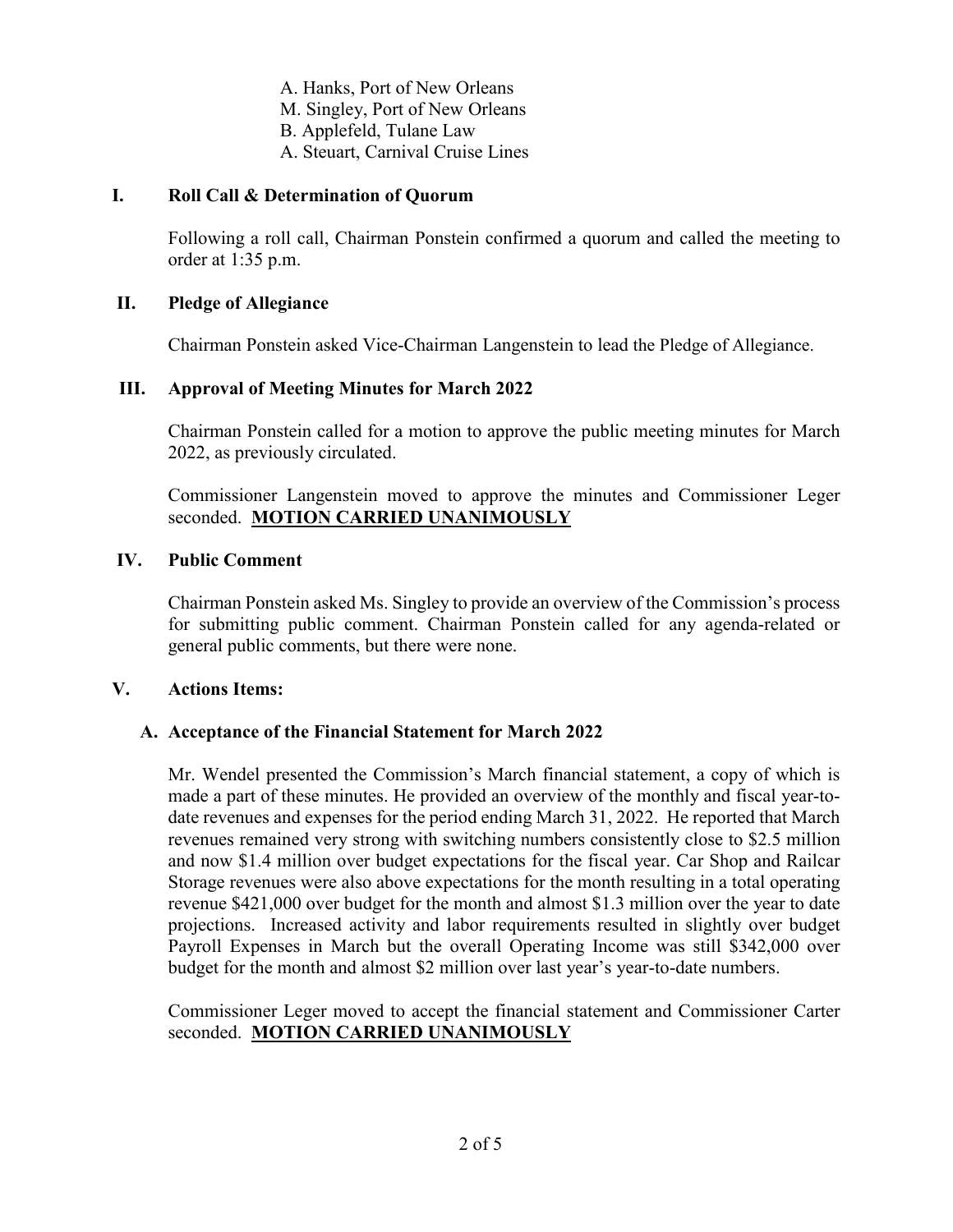A. Hanks, Port of New Orleans  
M. Singley, Port of New Orleans  
B. Applefeld, Tulane Law  
A. Steuart, Carnival Cruise Lines

## I. Roll Call & Determination of Quorum

Following a roll call, Chairman Ponstein confirmed a quorum and called the meeting to order at 1:35 p.m.

## II. Pledge of Allegiance

Chairman Ponstein asked Vice-Chairman Langenstein to lead the Pledge of Allegiance.

## III. Approval of Meeting Minutes for March 2022

Chairman Ponstein called for a motion to approve the public meeting minutes for March 2022, as previously circulated.

Commissioner Langenstein moved to approve the minutes and Commissioner Leger seconded. **MOTION CARRIED UNANIMOUSLY**

## IV. Public Comment

Chairman Ponstein asked Ms. Singley to provide an overview of the Commission's process for submitting public comment. Chairman Ponstein called for any agenda-related or general public comments, but there were none.

## V. Actions Items:

### A. Acceptance of the Financial Statement for March 2022

Mr. Wendel presented the Commission's March financial statement, a copy of which is made a part of these minutes. He provided an overview of the monthly and fiscal year-to-date revenues and expenses for the period ending March 31, 2022. He reported that March revenues remained very strong with switching numbers consistently close to $2.5 million and now $1.4 million over budget expectations for the fiscal year. Car Shop and Railcar Storage revenues were also above expectations for the month resulting in a total operating revenue $421,000 over budget for the month and almost $1.3 million over the year to date projections. Increased activity and labor requirements resulted in slightly over budget Payroll Expenses in March but the overall Operating Income was still $342,000 over budget for the month and almost $2 million over last year's year-to-date numbers.

Commissioner Leger moved to accept the financial statement and Commissioner Carter seconded. **MOTION CARRIED UNANIMOUSLY**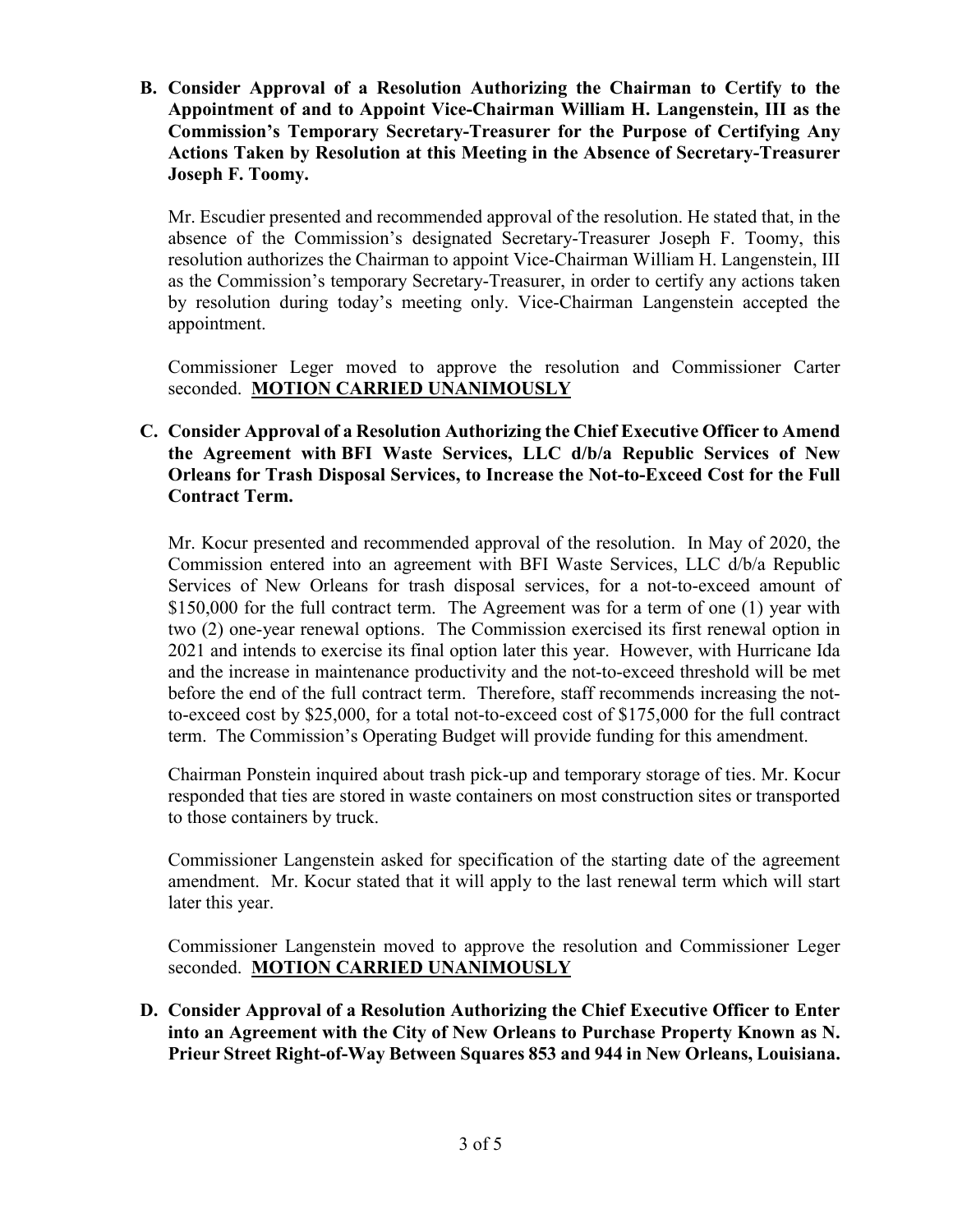**B. Consider Approval of a Resolution Authorizing the Chairman to Certify to the Appointment of and to Appoint Vice-Chairman William H. Langenstein, III as the Commission's Temporary Secretary-Treasurer for the Purpose of Certifying Any Actions Taken by Resolution at this Meeting in the Absence of Secretary-Treasurer Joseph F. Toomy.**

Mr. Escudier presented and recommended approval of the resolution. He stated that, in the absence of the Commission's designated Secretary-Treasurer Joseph F. Toomy, this resolution authorizes the Chairman to appoint Vice-Chairman William H. Langenstein, III as the Commission's temporary Secretary-Treasurer, in order to certify any actions taken by resolution during today's meeting only. Vice-Chairman Langenstein accepted the appointment.

Commissioner Leger moved to approve the resolution and Commissioner Carter seconded. **MOTION CARRIED UNANIMOUSLY**

**C. Consider Approval of a Resolution Authorizing the Chief Executive Officer to Amend the Agreement with BFI Waste Services, LLC d/b/a Republic Services of New Orleans for Trash Disposal Services, to Increase the Not-to-Exceed Cost for the Full Contract Term.**

Mr. Kocur presented and recommended approval of the resolution. In May of 2020, the Commission entered into an agreement with BFI Waste Services, LLC d/b/a Republic Services of New Orleans for trash disposal services, for a not-to-exceed amount of $150,000 for the full contract term. The Agreement was for a term of one (1) year with two (2) one-year renewal options. The Commission exercised its first renewal option in 2021 and intends to exercise its final option later this year. However, with Hurricane Ida and the increase in maintenance productivity and the not-to-exceed threshold will be met before the end of the full contract term. Therefore, staff recommends increasing the not-to-exceed cost by $25,000, for a total not-to-exceed cost of $175,000 for the full contract term. The Commission's Operating Budget will provide funding for this amendment.

Chairman Ponstein inquired about trash pick-up and temporary storage of ties. Mr. Kocur responded that ties are stored in waste containers on most construction sites or transported to those containers by truck.

Commissioner Langenstein asked for specification of the starting date of the agreement amendment. Mr. Kocur stated that it will apply to the last renewal term which will start later this year.

Commissioner Langenstein moved to approve the resolution and Commissioner Leger seconded. **MOTION CARRIED UNANIMOUSLY**

**D. Consider Approval of a Resolution Authorizing the Chief Executive Officer to Enter into an Agreement with the City of New Orleans to Purchase Property Known as N. Prieur Street Right-of-Way Between Squares 853 and 944 in New Orleans, Louisiana.**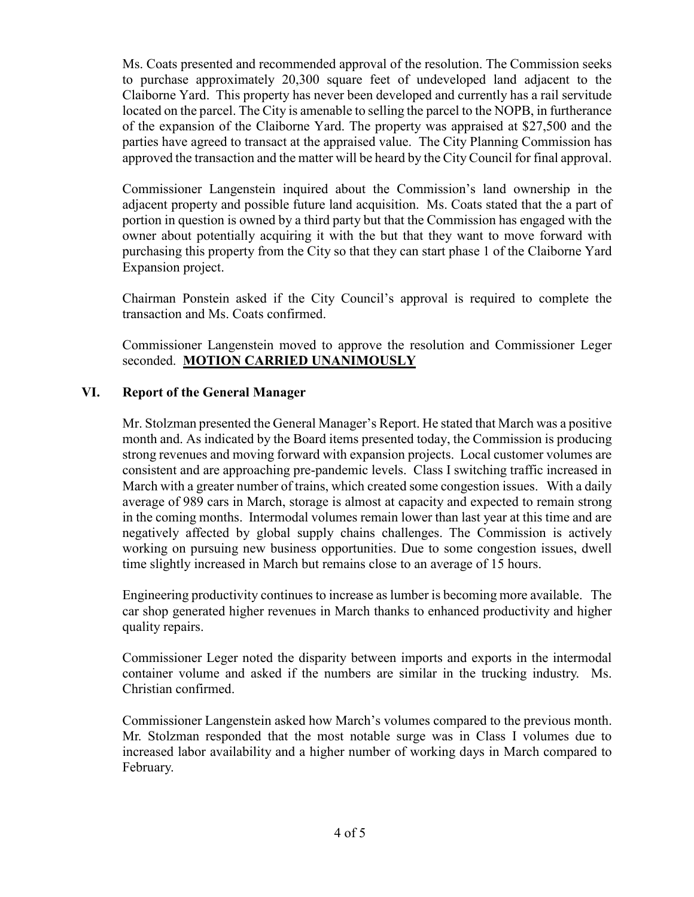Ms. Coats presented and recommended approval of the resolution. The Commission seeks to purchase approximately 20,300 square feet of undeveloped land adjacent to the Claiborne Yard. This property has never been developed and currently has a rail servitude located on the parcel. The City is amenable to selling the parcel to the NOPB, in furtherance of the expansion of the Claiborne Yard. The property was appraised at $27,500 and the parties have agreed to transact at the appraised value. The City Planning Commission has approved the transaction and the matter will be heard by the City Council for final approval.

Commissioner Langenstein inquired about the Commission's land ownership in the adjacent property and possible future land acquisition. Ms. Coats stated that the a part of portion in question is owned by a third party but that the Commission has engaged with the owner about potentially acquiring it with the but that they want to move forward with purchasing this property from the City so that they can start phase 1 of the Claiborne Yard Expansion project.

Chairman Ponstein asked if the City Council's approval is required to complete the transaction and Ms. Coats confirmed.

Commissioner Langenstein moved to approve the resolution and Commissioner Leger seconded. **MOTION CARRIED UNANIMOUSLY**

## VI. Report of the General Manager

Mr. Stolzman presented the General Manager's Report. He stated that March was a positive month and. As indicated by the Board items presented today, the Commission is producing strong revenues and moving forward with expansion projects. Local customer volumes are consistent and are approaching pre-pandemic levels. Class I switching traffic increased in March with a greater number of trains, which created some congestion issues. With a daily average of 989 cars in March, storage is almost at capacity and expected to remain strong in the coming months. Intermodal volumes remain lower than last year at this time and are negatively affected by global supply chains challenges. The Commission is actively working on pursuing new business opportunities. Due to some congestion issues, dwell time slightly increased in March but remains close to an average of 15 hours.

Engineering productivity continues to increase as lumber is becoming more available. The car shop generated higher revenues in March thanks to enhanced productivity and higher quality repairs.

Commissioner Leger noted the disparity between imports and exports in the intermodal container volume and asked if the numbers are similar in the trucking industry. Ms. Christian confirmed.

Commissioner Langenstein asked how March's volumes compared to the previous month. Mr. Stolzman responded that the most notable surge was in Class I volumes due to increased labor availability and a higher number of working days in March compared to February.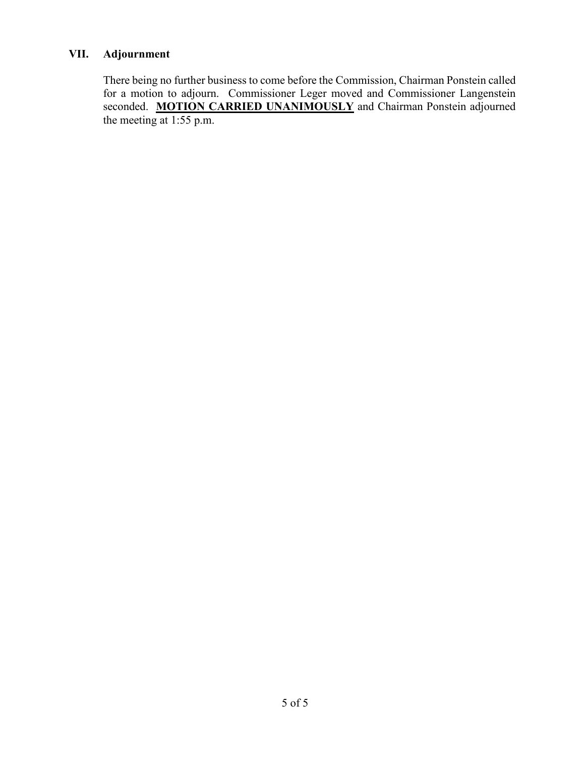## VII. Adjournment

There being no further business to come before the Commission, Chairman Ponstein called for a motion to adjourn. Commissioner Leger moved and Commissioner Langenstein seconded. **MOTION CARRIED UNANIMOUSLY** and Chairman Ponstein adjourned the meeting at 1:55 p.m.